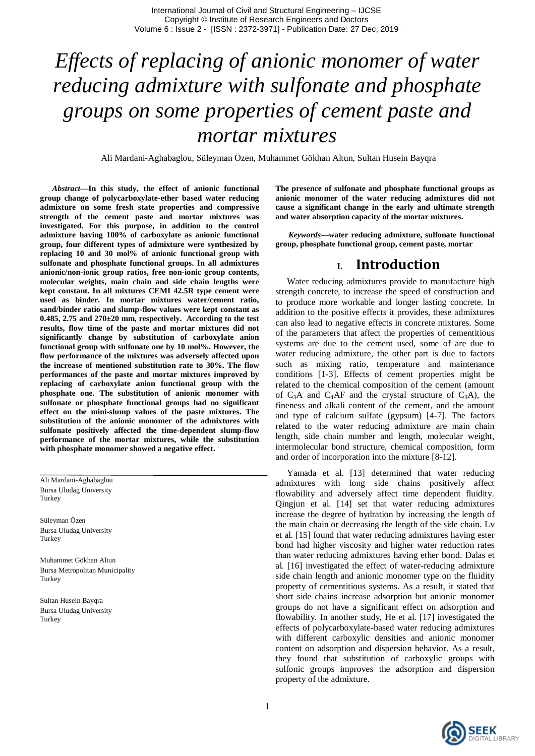# *Effects of replacing of anionic monomer of water reducing admixture with sulfonate and phosphate groups on some properties of cement paste and mortar mixtures*

Ali Mardani-Aghabaglou, Süleyman Özen, Muhammet Gökhan Altun, Sultan Husein Bayqra

***Abstract*—In this study, the effect of anionic functional group change of polycarboxylate-ether based water reducing admixture on some fresh state properties and compressive strength of the cement paste and mortar mixtures was investigated. For this purpose, in addition to the control admixture having 100% of carboxylate as anionic functional group, four different types of admixture were synthesized by replacing 10 and 30 mol% of anionic functional group with sulfonate and phosphate functional groups. In all admixtures anionic/non-ionic group ratios, free non-ionic group contents, molecular weights, main chain and side chain lengths were kept constant. In all mixtures CEMI 42.5R type cement were used as binder. In mortar mixtures water/cement ratio, sand/binder ratio and slump-flow values were kept constant as 0.485, 2.75 and 270±20 mm, respectively. According to the test results, flow time of the paste and mortar mixtures did not significantly change by substitution of carboxylate anion functional group with sulfonate one by 10 mol%. However, the flow performance of the mixtures was adversely affected upon the increase of mentioned substitution rate to 30%. The flow performances of the paste and mortar mixtures improved by replacing of carboxylate anion functional group with the phosphate one. The substitution of anionic monomer with sulfonate or phosphate functional groups had no significant effect on the mini-slump values of the paste mixtures. The substitution of the anionic monomer of the admixtures with sulfonate positively affected the time-dependent slump-flow performance of the mortar mixtures, while the substitution with phosphate monomer showed a negative effect. The presence of sulfonate and phosphate functional groups as anionic monomer of the water reducing admixtures did not cause a significant change in the early and ultimate strength and water absorption capacity of the mortar mixtures.**

***Keywords*—water reducing admixture, sulfonate functional group, phosphate functional group, cement paste, mortar**

Ali Mardani-Aghabaglou
Bursa Uludag University
Turkey

Süleyman Özen
Bursa Uludag University
Turkey

Muhammet Gökhan Altun
Bursa Metropolitan Municipality
Turkey

Sultan Husein Bayqra
Bursa Uludag University
Turkey

## I. Introduction

Water reducing admixtures provide to manufacture high strength concrete, to increase the speed of construction and to produce more workable and longer lasting concrete. In addition to the positive effects it provides, these admixtures can also lead to negative effects in concrete mixtures. Some of the parameters that affect the properties of cementitious systems are due to the cement used, some of are due to water reducing admixture, the other part is due to factors such as mixing ratio, temperature and maintenance conditions [1-3]. Effects of cement properties might be related to the chemical composition of the cement (amount of $C_3A$ and $C_4AF$ and the crystal structure of $C_3A$), the fineness and alkali content of the cement, and the amount and type of calcium sulfate (gypsum) [4-7]. The factors related to the water reducing admixture are main chain length, side chain number and length, molecular weight, intermolecular bond structure, chemical composition, form and order of incorporation into the mixture [8-12].

Yamada et al. [13] determined that water reducing admixtures with long side chains positively affect flowability and adversely affect time dependent fluidity. Qingjun et al. [14] set that water reducing admixtures increase the degree of hydration by increasing the length of the main chain or decreasing the length of the side chain. Lv et al. [15] found that water reducing admixtures having ester bond had higher viscosity and higher water reduction rates than water reducing admixtures having ether bond. Dalas et al. [16] investigated the effect of water-reducing admixture side chain length and anionic monomer type on the fluidity property of cementitious systems. As a result, it stated that short side chains increase adsorption but anionic monomer groups do not have a significant effect on adsorption and flowability. In another study, He et al. [17] investigated the effects of polycarboxylate-based water reducing admixtures with different carboxylic densities and anionic monomer content on adsorption and dispersion behavior. As a result, they found that substitution of carboxylic groups with sulfonic groups improves the adsorption and dispersion property of the admixture.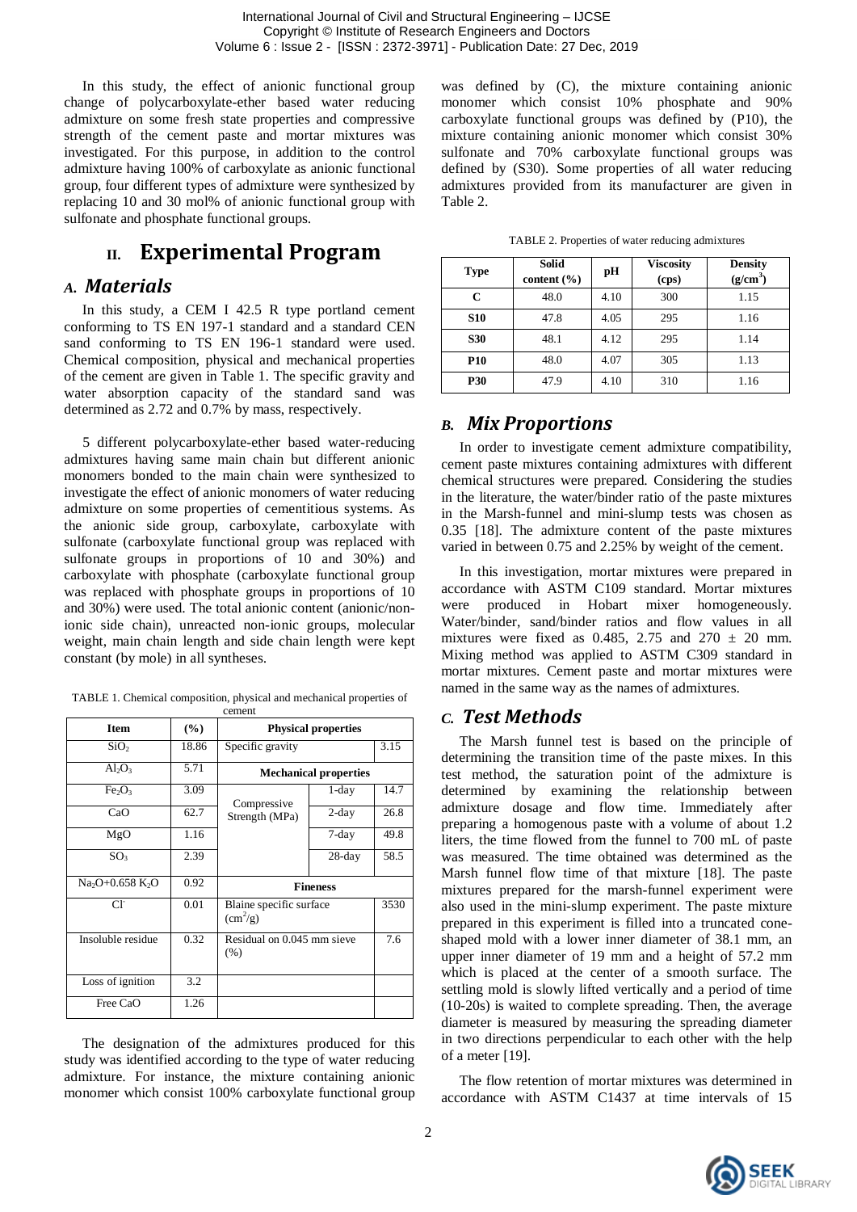In this study, the effect of anionic functional group change of polycarboxylate-ether based water reducing admixture on some fresh state properties and compressive strength of the cement paste and mortar mixtures was investigated. For this purpose, in addition to the control admixture having 100% of carboxylate as anionic functional group, four different types of admixture were synthesized by replacing 10 and 30 mol% of anionic functional group with sulfonate and phosphate functional groups.

# II. Experimental Program

## A. Materials

In this study, a CEM I 42.5 R type portland cement conforming to TS EN 197-1 standard and a standard CEN sand conforming to TS EN 196-1 standard were used. Chemical composition, physical and mechanical properties of the cement are given in Table 1. The specific gravity and water absorption capacity of the standard sand was determined as 2.72 and 0.7% by mass, respectively.

5 different polycarboxylate-ether based water-reducing admixtures having same main chain but different anionic monomers bonded to the main chain were synthesized to investigate the effect of anionic monomers of water reducing admixture on some properties of cementitious systems. As the anionic side group, carboxylate, carboxylate with sulfonate (carboxylate functional group was replaced with sulfonate groups in proportions of 10 and 30%) and carboxylate with phosphate (carboxylate functional group was replaced with phosphate groups in proportions of 10 and 30%) were used. The total anionic content (anionic/non-ionic side chain), unreacted non-ionic groups, molecular weight, main chain length and side chain length were kept constant (by mole) in all syntheses.

TABLE 1. Chemical composition, physical and mechanical properties of cement

| Item | (%) | Physical properties | | |
|---|---|---|---|---|
| $SiO_2$ | 18.86 | Specific gravity | | 3.15 |
| $Al_2O_3$ | 5.71 | **Mechanical properties** | | |
| $Fe_2O_3$ | 3.09 | Compressive Strength (MPa) | 1-day | 14.7 |
| CaO | 62.7 | | 2-day | 26.8 |
| MgO | 1.16 | | 7-day | 49.8 |
| $SO_3$ | 2.39 | | 28-day | 58.5 |
| $Na_2O$+0.658 $K_2O$ | 0.92 | **Fineness** | | |
| $Cl^-$ | 0.01 | Blaine specific surface ($cm^2$/g) | | 3530 |
| Insoluble residue | 0.32 | Residual on 0.045 mm sieve (%) | | 7.6 |
| Loss of ignition | 3.2 | | | |
| Free CaO | 1.26 | | | |

The designation of the admixtures produced for this study was identified according to the type of water reducing admixture. For instance, the mixture containing anionic monomer which consist 100% carboxylate functional group was defined by (C), the mixture containing anionic monomer which consist 10% phosphate and 90% carboxylate functional groups was defined by (P10), the mixture containing anionic monomer which consist 30% sulfonate and 70% carboxylate functional groups was defined by (S30). Some properties of all water reducing admixtures provided from its manufacturer are given in Table 2.

TABLE 2. Properties of water reducing admixtures

| Type | Solid content (%) | pH | Viscosity (cps) | Density ($g/cm^3$) |
|---|---|---|---|---|
| C | 48.0 | 4.10 | 300 | 1.15 |
| S10 | 47.8 | 4.05 | 295 | 1.16 |
| S30 | 48.1 | 4.12 | 295 | 1.14 |
| P10 | 48.0 | 4.07 | 305 | 1.13 |
| P30 | 47.9 | 4.10 | 310 | 1.16 |

## B. Mix Proportions

In order to investigate cement admixture compatibility, cement paste mixtures containing admixtures with different chemical structures were prepared. Considering the studies in the literature, the water/binder ratio of the paste mixtures in the Marsh-funnel and mini-slump tests was chosen as 0.35 [18]. The admixture content of the paste mixtures varied in between 0.75 and 2.25% by weight of the cement.

In this investigation, mortar mixtures were prepared in accordance with ASTM C109 standard. Mortar mixtures were produced in Hobart mixer homogeneously. Water/binder, sand/binder ratios and flow values in all mixtures were fixed as 0.485, 2.75 and 270 ± 20 mm. Mixing method was applied to ASTM C309 standard in mortar mixtures. Cement paste and mortar mixtures were named in the same way as the names of admixtures.

## C. Test Methods

The Marsh funnel test is based on the principle of determining the transition time of the paste mixes. In this test method, the saturation point of the admixture is determined by examining the relationship between admixture dosage and flow time. Immediately after preparing a homogenous paste with a volume of about 1.2 liters, the time flowed from the funnel to 700 mL of paste was measured. The time obtained was determined as the Marsh funnel flow time of that mixture [18]. The paste mixtures prepared for the marsh-funnel experiment were also used in the mini-slump experiment. The paste mixture prepared in this experiment is filled into a truncated cone-shaped mold with a lower inner diameter of 38.1 mm, an upper inner diameter of 19 mm and a height of 57.2 mm which is placed at the center of a smooth surface. The settling mold is slowly lifted vertically and a period of time (10-20s) is waited to complete spreading. Then, the average diameter is measured by measuring the spreading diameter in two directions perpendicular to each other with the help of a meter [19].

The flow retention of mortar mixtures was determined in accordance with ASTM C1437 at time intervals of 15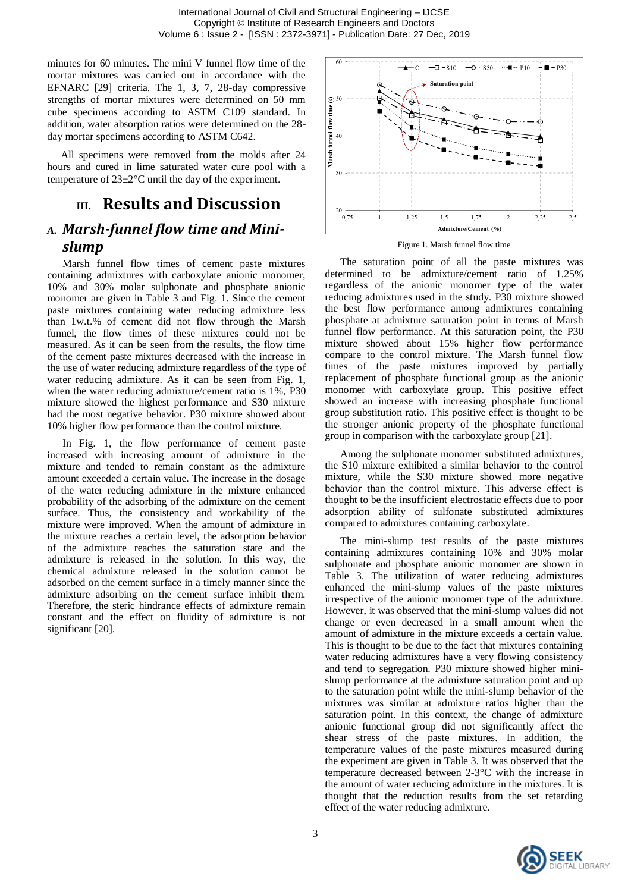minutes for 60 minutes. The mini V funnel flow time of the mortar mixtures was carried out in accordance with the EFNARC [29] criteria. The 1, 3, 7, 28-day compressive strengths of mortar mixtures were determined on 50 mm cube specimens according to ASTM C109 standard. In addition, water absorption ratios were determined on the 28-day mortar specimens according to ASTM C642.

All specimens were removed from the molds after 24 hours and cured in lime saturated water cure pool with a temperature of 23±2°C until the day of the experiment.

# III. Results and Discussion

## A. Marsh-funnel flow time and Mini-slump

Marsh funnel flow times of cement paste mixtures containing admixtures with carboxylate anionic monomer, 10% and 30% molar sulphonate and phosphate anionic monomer are given in Table 3 and Fig. 1. Since the cement paste mixtures containing water reducing admixture less than 1w.t.% of cement did not flow through the Marsh funnel, the flow times of these mixtures could not be measured. As it can be seen from the results, the flow time of the cement paste mixtures decreased with the increase in the use of water reducing admixture regardless of the type of water reducing admixture. As it can be seen from Fig. 1, when the water reducing admixture/cement ratio is 1%, P30 mixture showed the highest performance and S30 mixture had the most negative behavior. P30 mixture showed about 10% higher flow performance than the control mixture.

In Fig. 1, the flow performance of cement paste increased with increasing amount of admixture in the mixture and tended to remain constant as the admixture amount exceeded a certain value. The increase in the dosage of the water reducing admixture in the mixture enhanced probability of the adsorbing of the admixture on the cement surface. Thus, the consistency and workability of the mixture were improved. When the amount of admixture in the mixture reaches a certain level, the adsorption behavior of the admixture reaches the saturation state and the admixture is released in the solution. In this way, the chemical admixture released in the solution cannot be adsorbed on the cement surface in a timely manner since the admixture adsorbing on the cement surface inhibit them. Therefore, the steric hindrance effects of admixture remain constant and the effect on fluidity of admixture is not significant [20].

Figure 1. Marsh funnel flow time

The saturation point of all the paste mixtures was determined to be admixture/cement ratio of 1.25% regardless of the anionic monomer type of the water reducing admixtures used in the study. P30 mixture showed the best flow performance among admixtures containing phosphate at admixture saturation point in terms of Marsh funnel flow performance. At this saturation point, the P30 mixture showed about 15% higher flow performance compare to the control mixture. The Marsh funnel flow times of the paste mixtures improved by partially replacement of phosphate functional group as the anionic monomer with carboxylate group. This positive effect showed an increase with increasing phosphate functional group substitution ratio. This positive effect is thought to be the stronger anionic property of the phosphate functional group in comparison with the carboxylate group [21].

Among the sulphonate monomer substituted admixtures, the S10 mixture exhibited a similar behavior to the control mixture, while the S30 mixture showed more negative behavior than the control mixture. This adverse effect is thought to be the insufficient electrostatic effects due to poor adsorption ability of sulfonate substituted admixtures compared to admixtures containing carboxylate.

The mini-slump test results of the paste mixtures containing admixtures containing 10% and 30% molar sulphonate and phosphate anionic monomer are shown in Table 3. The utilization of water reducing admixtures enhanced the mini-slump values of the paste mixtures irrespective of the anionic monomer type of the admixture. However, it was observed that the mini-slump values did not change or even decreased in a small amount when the amount of admixture in the mixture exceeds a certain value. This is thought to be due to the fact that mixtures containing water reducing admixtures have a very flowing consistency and tend to segregation. P30 mixture showed higher mini-slump performance at the admixture saturation point and up to the saturation point while the mini-slump behavior of the mixtures was similar at admixture ratios higher than the saturation point. In this context, the change of admixture anionic functional group did not significantly affect the shear stress of the paste mixtures. In addition, the temperature values of the paste mixtures measured during the experiment are given in Table 3. It was observed that the temperature decreased between 2-3°C with the increase in the amount of water reducing admixture in the mixtures. It is thought that the reduction results from the set retarding effect of the water reducing admixture.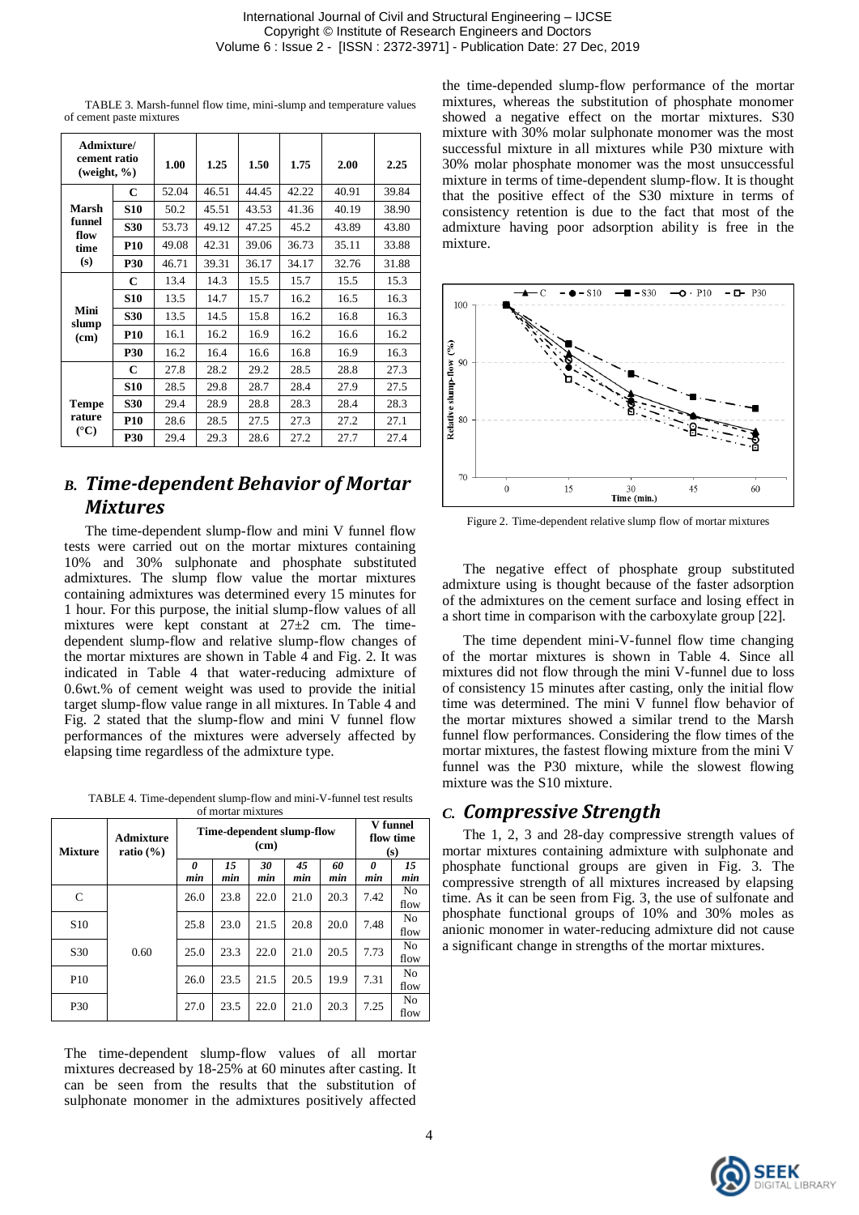TABLE 3. Marsh-funnel flow time, mini-slump and temperature values of cement paste mixtures

| Admixture/ cement ratio (weight, %) | | 1.00 | 1.25 | 1.50 | 1.75 | 2.00 | 2.25 |
|---|---|---|---|---|---|---|---|
| **Marsh funnel flow time (s)** | **C** | 52.04 | 46.51 | 44.45 | 42.22 | 40.91 | 39.84 |
| | **S10** | 50.2 | 45.51 | 43.53 | 41.36 | 40.19 | 38.90 |
| | **S30** | 53.73 | 49.12 | 47.25 | 45.2 | 43.89 | 43.80 |
| | **P10** | 49.08 | 42.31 | 39.06 | 36.73 | 35.11 | 33.88 |
| | **P30** | 46.71 | 39.31 | 36.17 | 34.17 | 32.76 | 31.88 |
| **Mini slump (cm)** | **C** | 13.4 | 14.3 | 15.5 | 15.7 | 15.5 | 15.3 |
| | **S10** | 13.5 | 14.7 | 15.7 | 16.2 | 16.5 | 16.3 |
| | **S30** | 13.5 | 14.5 | 15.8 | 16.2 | 16.8 | 16.3 |
| | **P10** | 16.1 | 16.2 | 16.9 | 16.2 | 16.6 | 16.2 |
| | **P30** | 16.2 | 16.4 | 16.6 | 16.8 | 16.9 | 16.3 |
| **Temperature (°C)** | **C** | 27.8 | 28.2 | 29.2 | 28.5 | 28.8 | 27.3 |
| | **S10** | 28.5 | 29.8 | 28.7 | 28.4 | 27.9 | 27.5 |
| | **S30** | 29.4 | 28.9 | 28.8 | 28.3 | 28.4 | 28.3 |
| | **P10** | 28.6 | 28.5 | 27.5 | 27.3 | 27.2 | 27.1 |
| | **P30** | 29.4 | 29.3 | 28.6 | 27.2 | 27.7 | 27.4 |

## *B. Time-dependent Behavior of Mortar Mixtures*

The time-dependent slump-flow and mini V funnel flow tests were carried out on the mortar mixtures containing 10% and 30% sulphonate and phosphate substituted admixtures. The slump flow value the mortar mixtures containing admixtures was determined every 15 minutes for 1 hour. For this purpose, the initial slump-flow values of all mixtures were kept constant at 27±2 cm. The time-dependent slump-flow and relative slump-flow changes of the mortar mixtures are shown in Table 4 and Fig. 2. It was indicated in Table 4 that water-reducing admixture of 0.6wt.% of cement weight was used to provide the initial target slump-flow value range in all mixtures. In Table 4 and Fig. 2 stated that the slump-flow and mini V funnel flow performances of the mixtures were adversely affected by elapsing time regardless of the admixture type.

TABLE 4. Time-dependent slump-flow and mini-V-funnel test results of mortar mixtures

| Mixture | Admixture ratio (%) | Time-dependent slump-flow (cm) | | | | | V funnel flow time (s) | |
|---|---|---|---|---|---|---|---|---|
| | | *0 min* | *15 min* | *30 min* | *45 min* | *60 min* | *0 min* | *15 min* |
| C | 0.60 | 26.0 | 23.8 | 22.0 | 21.0 | 20.3 | 7.42 | No flow |
| S10 | | 25.8 | 23.0 | 21.5 | 20.8 | 20.0 | 7.48 | No flow |
| S30 | | 25.0 | 23.3 | 22.0 | 21.0 | 20.5 | 7.73 | No flow |
| P10 | | 26.0 | 23.5 | 21.5 | 20.5 | 19.9 | 7.31 | No flow |
| P30 | | 27.0 | 23.5 | 22.0 | 21.0 | 20.3 | 7.25 | No flow |

The time-dependent slump-flow values of all mortar mixtures decreased by 18-25% at 60 minutes after casting. It can be seen from the results that the substitution of sulphonate monomer in the admixtures positively affected the time-depended slump-flow performance of the mortar mixtures, whereas the substitution of phosphate monomer showed a negative effect on the mortar mixtures. S30 mixture with 30% molar sulphonate monomer was the most successful mixture in all mixtures while P30 mixture with 30% molar phosphate monomer was the most unsuccessful mixture in terms of time-dependent slump-flow. It is thought that the positive effect of the S30 mixture in terms of consistency retention is due to the fact that most of the admixture having poor adsorption ability is free in the mixture.

Figure 2. Time-dependent relative slump flow of mortar mixtures

The negative effect of phosphate group substituted admixture using is thought because of the faster adsorption of the admixtures on the cement surface and losing effect in a short time in comparison with the carboxylate group [22].

The time dependent mini-V-funnel flow time changing of the mortar mixtures is shown in Table 4. Since all mixtures did not flow through the mini V-funnel due to loss of consistency 15 minutes after casting, only the initial flow time was determined. The mini V funnel flow behavior of the mortar mixtures showed a similar trend to the Marsh funnel flow performances. Considering the flow times of the mortar mixtures, the fastest flowing mixture from the mini V funnel was the P30 mixture, while the slowest flowing mixture was the S10 mixture.

## *C. Compressive Strength*

The 1, 2, 3 and 28-day compressive strength values of mortar mixtures containing admixture with sulphonate and phosphate functional groups are given in Fig. 3. The compressive strength of all mixtures increased by elapsing time. As it can be seen from Fig. 3, the use of sulfonate and phosphate functional groups of 10% and 30% moles as anionic monomer in water-reducing admixture did not cause a significant change in strengths of the mortar mixtures.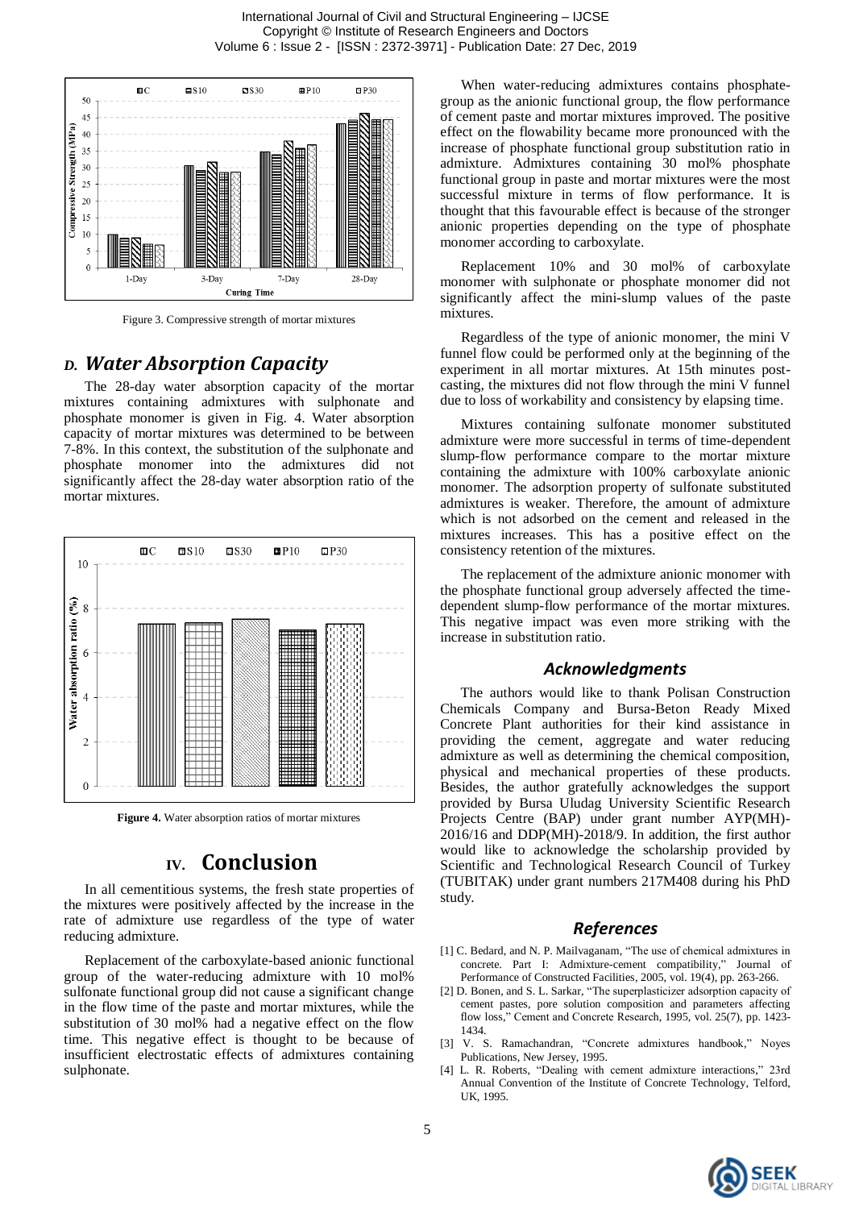Figure 3. Compressive strength of mortar mixtures

### *D. Water Absorption Capacity*

The 28-day water absorption capacity of the mortar mixtures containing admixtures with sulphonate and phosphate monomer is given in Fig. 4. Water absorption capacity of mortar mixtures was determined to be between 7-8%. In this context, the substitution of the sulphonate and phosphate monomer into the admixtures did not significantly affect the 28-day water absorption ratio of the mortar mixtures.

**Figure 4.** Water absorption ratios of mortar mixtures

## IV. Conclusion

In all cementitious systems, the fresh state properties of the mixtures were positively affected by the increase in the rate of admixture use regardless of the type of water reducing admixture.

Replacement of the carboxylate-based anionic functional group of the water-reducing admixture with 10 mol% sulfonate functional group did not cause a significant change in the flow time of the paste and mortar mixtures, while the substitution of 30 mol% had a negative effect on the flow time. This negative effect is thought to be because of insufficient electrostatic effects of admixtures containing sulphonate.

When water-reducing admixtures contains phosphate-group as the anionic functional group, the flow performance of cement paste and mortar mixtures improved. The positive effect on the flowability became more pronounced with the increase of phosphate functional group substitution ratio in admixture. Admixtures containing 30 mol% phosphate functional group in paste and mortar mixtures were the most successful mixture in terms of flow performance. It is thought that this favourable effect is because of the stronger anionic properties depending on the type of phosphate monomer according to carboxylate.

Replacement 10% and 30 mol% of carboxylate monomer with sulphonate or phosphate monomer did not significantly affect the mini-slump values of the paste mixtures.

Regardless of the type of anionic monomer, the mini V funnel flow could be performed only at the beginning of the experiment in all mortar mixtures. At 15th minutes post-casting, the mixtures did not flow through the mini V funnel due to loss of workability and consistency by elapsing time.

Mixtures containing sulfonate monomer substituted admixture were more successful in terms of time-dependent slump-flow performance compare to the mortar mixture containing the admixture with 100% carboxylate anionic monomer. The adsorption property of sulfonate substituted admixtures is weaker. Therefore, the amount of admixture which is not adsorbed on the cement and released in the mixtures increases. This has a positive effect on the consistency retention of the mixtures.

The replacement of the admixture anionic monomer with the phosphate functional group adversely affected the time-dependent slump-flow performance of the mortar mixtures. This negative impact was even more striking with the increase in substitution ratio.

## Acknowledgments

The authors would like to thank Polisan Construction Chemicals Company and Bursa-Beton Ready Mixed Concrete Plant authorities for their kind assistance in providing the cement, aggregate and water reducing admixture as well as determining the chemical composition, physical and mechanical properties of these products. Besides, the author gratefully acknowledges the support provided by Bursa Uludag University Scientific Research Projects Centre (BAP) under grant number AYP(MH)-2016/16 and DDP(MH)-2018/9. In addition, the first author would like to acknowledge the scholarship provided by Scientific and Technological Research Council of Turkey (TUBITAK) under grant numbers 217M408 during his PhD study.

## References

[1] C. Bedard, and N. P. Mailvaganam, "The use of chemical admixtures in concrete. Part I: Admixture-cement compatibility," Journal of Performance of Constructed Facilities, 2005, vol. 19(4), pp. 263-266.

[2] D. Bonen, and S. L. Sarkar, "The superplasticizer adsorption capacity of cement pastes, pore solution composition and parameters affecting flow loss," Cement and Concrete Research, 1995, vol. 25(7), pp. 1423-1434.

[3] V. S. Ramachandran, "Concrete admixtures handbook," Noyes Publications, New Jersey, 1995.

[4] L. R. Roberts, "Dealing with cement admixture interactions," 23rd Annual Convention of the Institute of Concrete Technology, Telford, UK, 1995.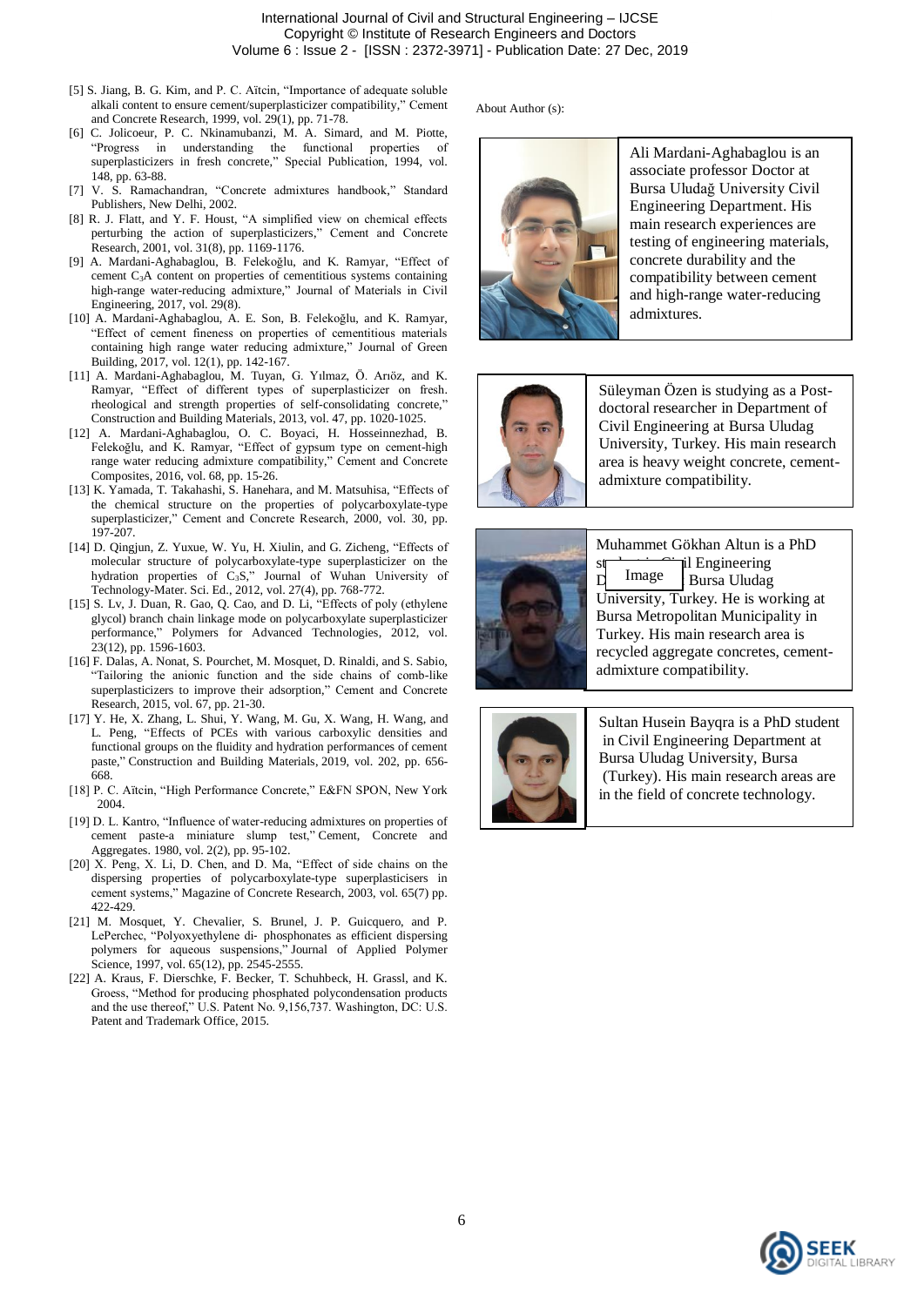[5] S. Jiang, B. G. Kim, and P. C. Aïtcin, "Importance of adequate soluble alkali content to ensure cement/superplasticizer compatibility," Cement and Concrete Research, 1999, vol. 29(1), pp. 71-78.

[6] C. Jolicoeur, P. C. Nkinamubanzi, M. A. Simard, and M. Piotte, "Progress in understanding the functional properties of superplasticizers in fresh concrete," Special Publication, 1994, vol. 148, pp. 63-88.

[7] V. S. Ramachandran, "Concrete admixtures handbook," Standard Publishers, New Delhi, 2002.

[8] R. J. Flatt, and Y. F. Houst, "A simplified view on chemical effects perturbing the action of superplasticizers," Cement and Concrete Research, 2001, vol. 31(8), pp. 1169-1176.

[9] A. Mardani-Aghabaglou, B. Felekoğlu, and K. Ramyar, "Effect of cement $C_3A$ content on properties of cementitious systems containing high-range water-reducing admixture," Journal of Materials in Civil Engineering, 2017, vol. 29(8).

[10] A. Mardani-Aghabaglou, A. E. Son, B. Felekoğlu, and K. Ramyar, "Effect of cement fineness on properties of cementitious materials containing high range water reducing admixture," Journal of Green Building, 2017, vol. 12(1), pp. 142-167.

[11] A. Mardani-Aghabaglou, M. Tuyan, G. Yılmaz, Ö. Arıöz, and K. Ramyar, "Effect of different types of superplasticizer on fresh, rheological and strength properties of self-consolidating concrete," Construction and Building Materials, 2013, vol. 47, pp. 1020-1025.

[12] A. Mardani-Aghabaglou, O. C. Boyaci, H. Hosseinnezhad, B. Felekoğlu, and K. Ramyar, "Effect of gypsum type on cement-high range water reducing admixture compatibility," Cement and Concrete Composites, 2016, vol. 68, pp. 15-26.

[13] K. Yamada, T. Takahashi, S. Hanehara, and M. Matsuhisa, "Effects of the chemical structure on the properties of polycarboxylate-type superplasticizer," Cement and Concrete Research, 2000, vol. 30, pp. 197-207.

[14] D. Qingjun, Z. Yuxue, W. Yu, H. Xiulin, and G. Zicheng, "Effects of molecular structure of polycarboxylate-type superplasticizer on the hydration properties of $C_3S$," Journal of Wuhan University of Technology-Mater. Sci. Ed., 2012, vol. 27(4), pp. 768-772.

[15] S. Lv, J. Duan, R. Gao, Q. Cao, and D. Li, "Effects of poly (ethylene glycol) branch chain linkage mode on polycarboxylate superplasticizer performance," Polymers for Advanced Technologies, 2012, vol. 23(12), pp. 1596-1603.

[16] F. Dalas, A. Nonat, S. Pourchet, M. Mosquet, D. Rinaldi, and S. Sabio, "Tailoring the anionic function and the side chains of comb-like superplasticizers to improve their adsorption," Cement and Concrete Research, 2015, vol. 67, pp. 21-30.

[17] Y. He, X. Zhang, L. Shui, Y. Wang, M. Gu, X. Wang, H. Wang, and L. Peng, "Effects of PCEs with various carboxylic densities and functional groups on the fluidity and hydration performances of cement paste," Construction and Building Materials, 2019, vol. 202, pp. 656-668.

[18] P. C. Aïtcin, "High Performance Concrete," E&FN SPON, New York 2004.

[19] D. L. Kantro, "Influence of water-reducing admixtures on properties of cement paste-a miniature slump test," Cement, Concrete and Aggregates. 1980, vol. 2(2), pp. 95-102.

[20] X. Peng, X. Li, D. Chen, and D. Ma, "Effect of side chains on the dispersing properties of polycarboxylate-type superplasticisers in cement systems," Magazine of Concrete Research, 2003, vol. 65(7) pp. 422-429.

[21] M. Mosquet, Y. Chevalier, S. Brunel, J. P. Guicquero, and P. LePerchec, "Polyoxyethylene di- phosphonates as efficient dispersing polymers for aqueous suspensions," Journal of Applied Polymer Science, 1997, vol. 65(12), pp. 2545-2555.

[22] A. Kraus, F. Dierschke, F. Becker, T. Schuhbeck, H. Grassl, and K. Groess, "Method for producing phosphated polycondensation products and the use thereof," U.S. Patent No. 9,156,737. Washington, DC: U.S. Patent and Trademark Office, 2015.

About Author (s):

Ali Mardani-Aghabaglou is an associate professor Doctor at Bursa Uludağ University Civil Engineering Department. His main research experiences are testing of engineering materials, concrete durability and the compatibility between cement and high-range water-reducing admixtures.

Süleyman Özen is studying as a Post-doctoral researcher in Department of Civil Engineering at Bursa Uludag University, Turkey. His main research area is heavy weight concrete, cement-admixture compatibility.

Muhammet Gökhan Altun is a PhD student in Civil Engineering Department at Bursa Uludag University, Turkey. He is working at Bursa Metropolitan Municipality in Turkey. His main research area is recycled aggregate concretes, cement-admixture compatibility.

Sultan Husein Bayqra is a PhD student in Civil Engineering Department at Bursa Uludag University, Bursa (Turkey). His main research areas are in the field of concrete technology.